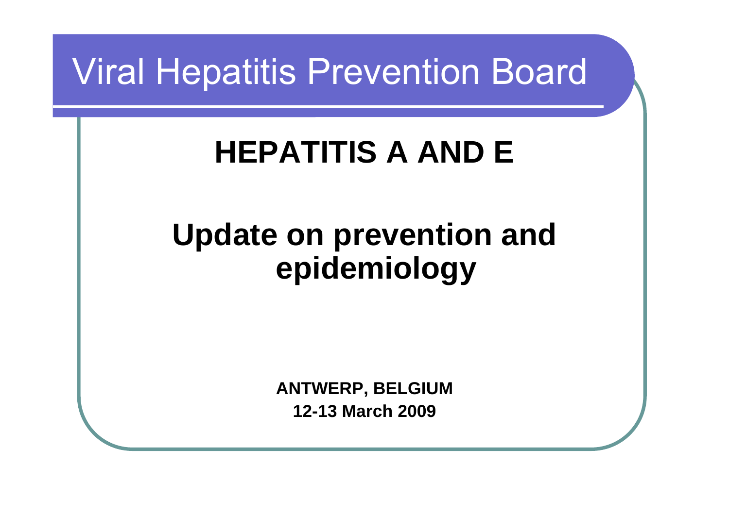# Viral Hepatitis Prevention Board

## HEPATITIS A AND E

## Update on prevention and epidemiology

**ANTWERP, BELGIUM**

**12-13 March 2009**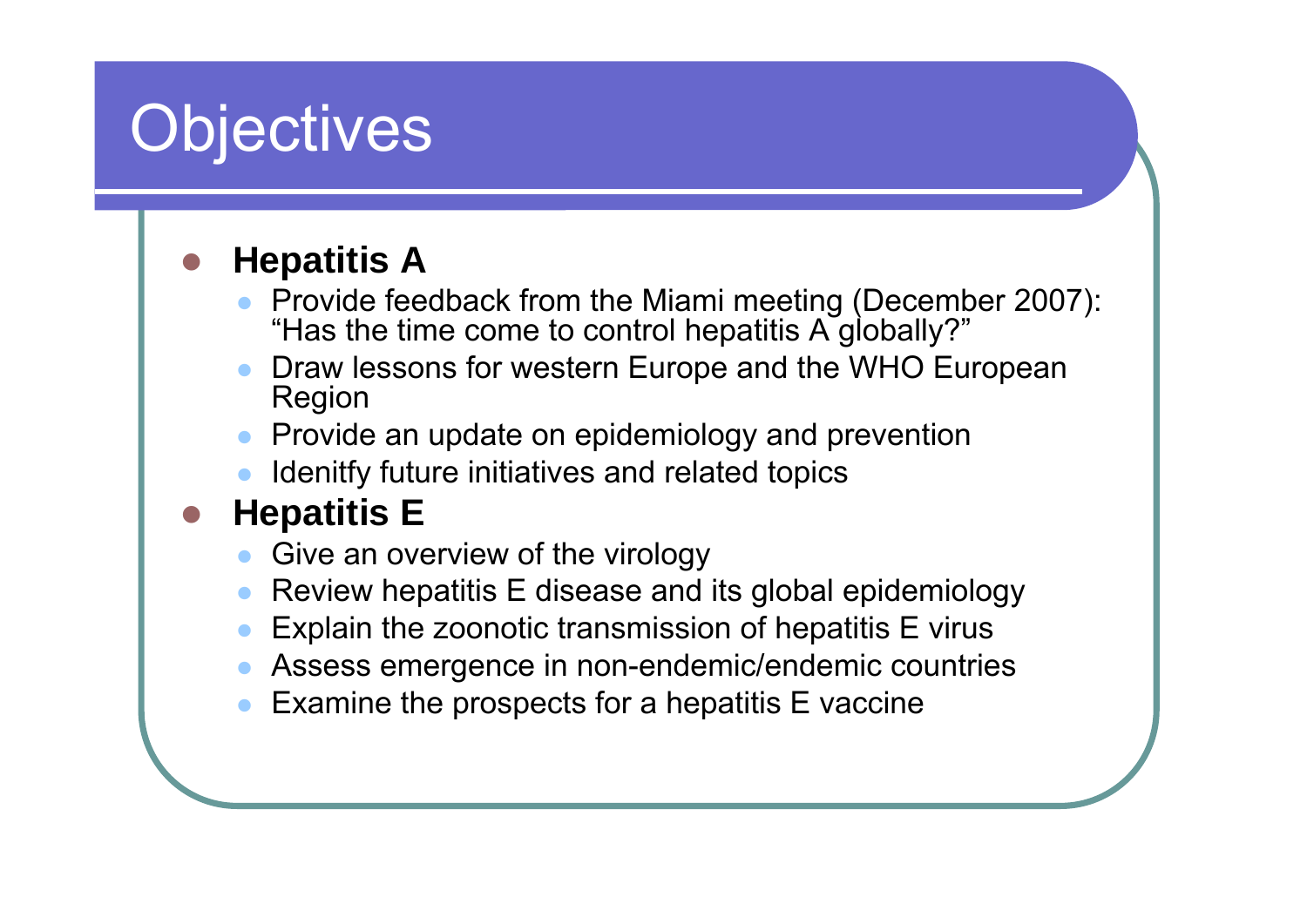# Objectives

- **Hepatitis A**
  - Provide feedback from the Miami meeting (December 2007): "Has the time come to control hepatitis A globally?"
  - Draw lessons for western Europe and the WHO European Region
  - Provide an update on epidemiology and prevention
  - Idenitfy future initiatives and related topics
- **Hepatitis E**
  - Give an overview of the virology
  - Review hepatitis E disease and its global epidemiology
  - Explain the zoonotic transmission of hepatitis E virus
  - Assess emergence in non-endemic/endemic countries
  - Examine the prospects for a hepatitis E vaccine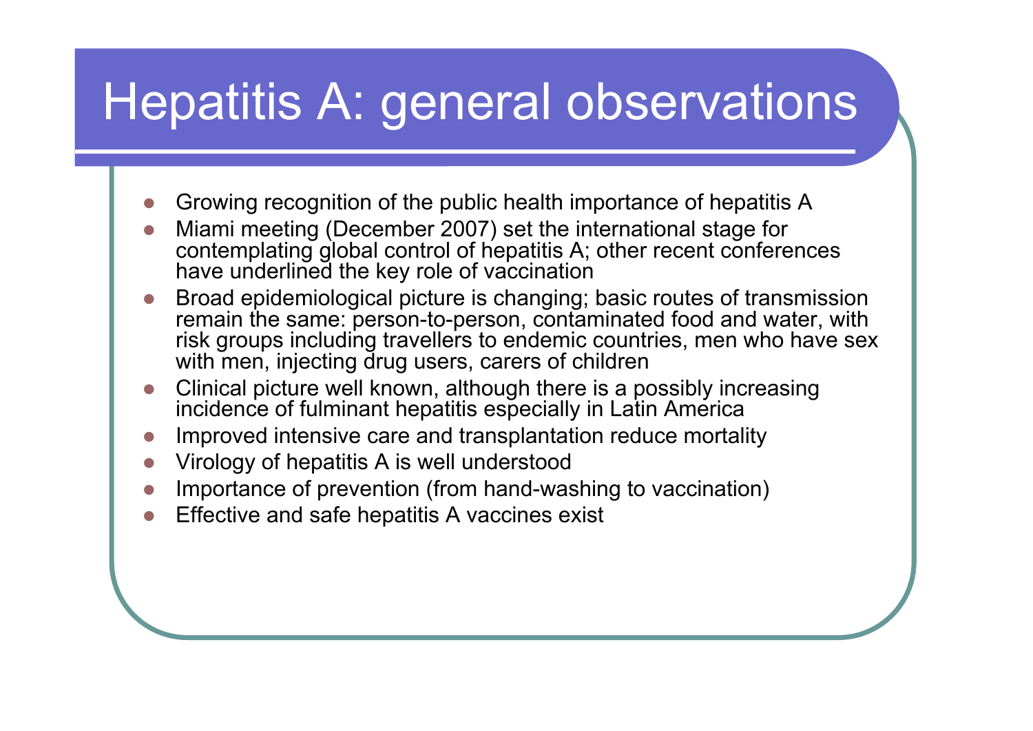# Hepatitis A: general observations

- Growing recognition of the public health importance of hepatitis A
- Miami meeting (December 2007) set the international stage for contemplating global control of hepatitis A; other recent conferences have underlined the key role of vaccination
- Broad epidemiological picture is changing; basic routes of transmission remain the same: person-to-person, contaminated food and water, with risk groups including travellers to endemic countries, men who have sex with men, injecting drug users, carers of children
- Clinical picture well known, although there is a possibly increasing incidence of fulminant hepatitis especially in Latin America
- Improved intensive care and transplantation reduce mortality
- Virology of hepatitis A is well understood
- Importance of prevention (from hand-washing to vaccination)
- Effective and safe hepatitis A vaccines exist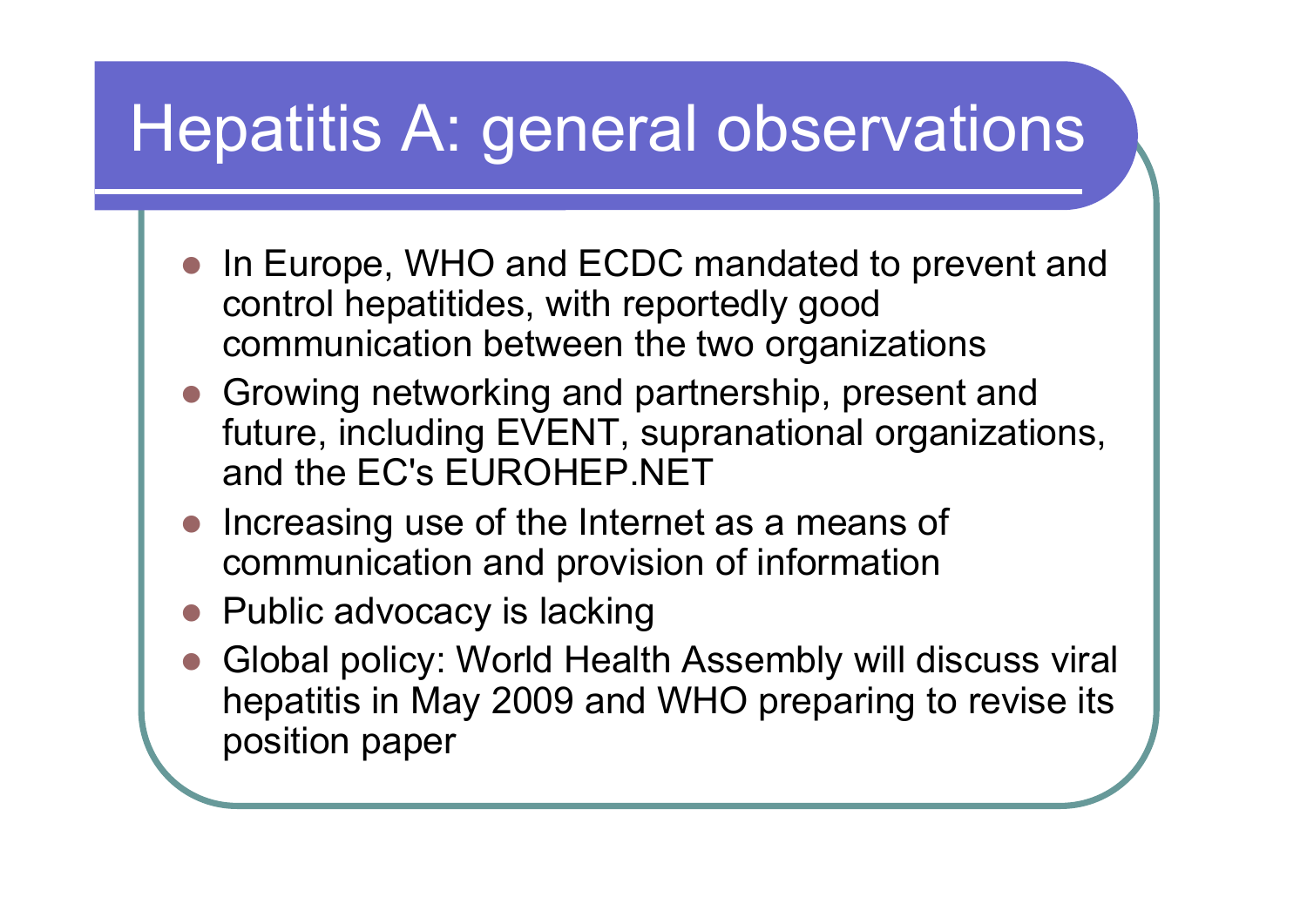# Hepatitis A: general observations

- In Europe, WHO and ECDC mandated to prevent and control hepatitides, with reportedly good communication between the two organizations
- Growing networking and partnership, present and future, including EVENT, supranational organizations, and the EC's EUROHEP.NET
- Increasing use of the Internet as a means of communication and provision of information
- Public advocacy is lacking
- Global policy: World Health Assembly will discuss viral hepatitis in May 2009 and WHO preparing to revise its position paper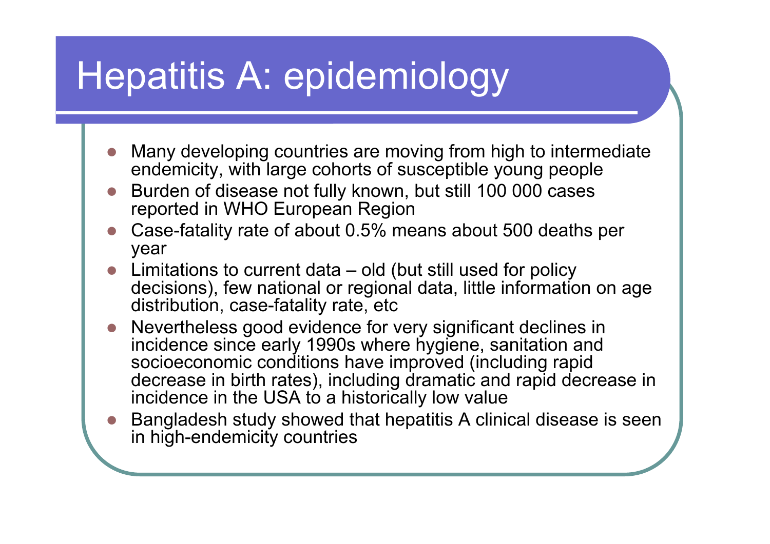# Hepatitis A: epidemiology

- Many developing countries are moving from high to intermediate endemicity, with large cohorts of susceptible young people
- Burden of disease not fully known, but still 100 000 cases reported in WHO European Region
- Case-fatality rate of about 0.5% means about 500 deaths per year
- Limitations to current data – old (but still used for policy decisions), few national or regional data, little information on age distribution, case-fatality rate, etc
- Nevertheless good evidence for very significant declines in incidence since early 1990s where hygiene, sanitation and socioeconomic conditions have improved (including rapid decrease in birth rates), including dramatic and rapid decrease in incidence in the USA to a historically low value
- Bangladesh study showed that hepatitis A clinical disease is seen in high-endemicity countries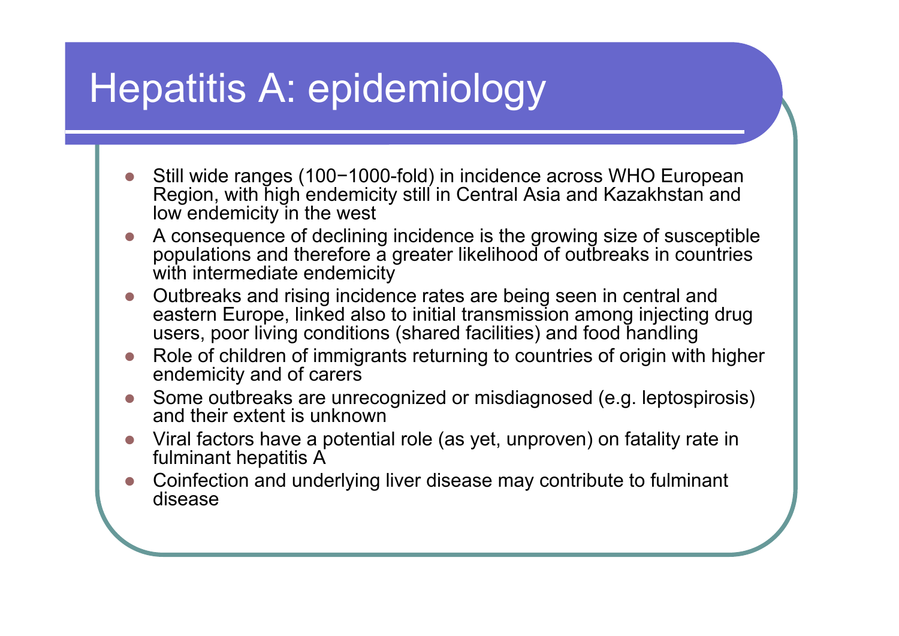# Hepatitis A: epidemiology

- Still wide ranges (100−1000-fold) in incidence across WHO European Region, with high endemicity still in Central Asia and Kazakhstan and low endemicity in the west
- A consequence of declining incidence is the growing size of susceptible populations and therefore a greater likelihood of outbreaks in countries with intermediate endemicity
- Outbreaks and rising incidence rates are being seen in central and eastern Europe, linked also to initial transmission among injecting drug users, poor living conditions (shared facilities) and food handling
- Role of children of immigrants returning to countries of origin with higher endemicity and of carers
- Some outbreaks are unrecognized or misdiagnosed (e.g. leptospirosis) and their extent is unknown
- Viral factors have a potential role (as yet, unproven) on fatality rate in fulminant hepatitis A
- Coinfection and underlying liver disease may contribute to fulminant disease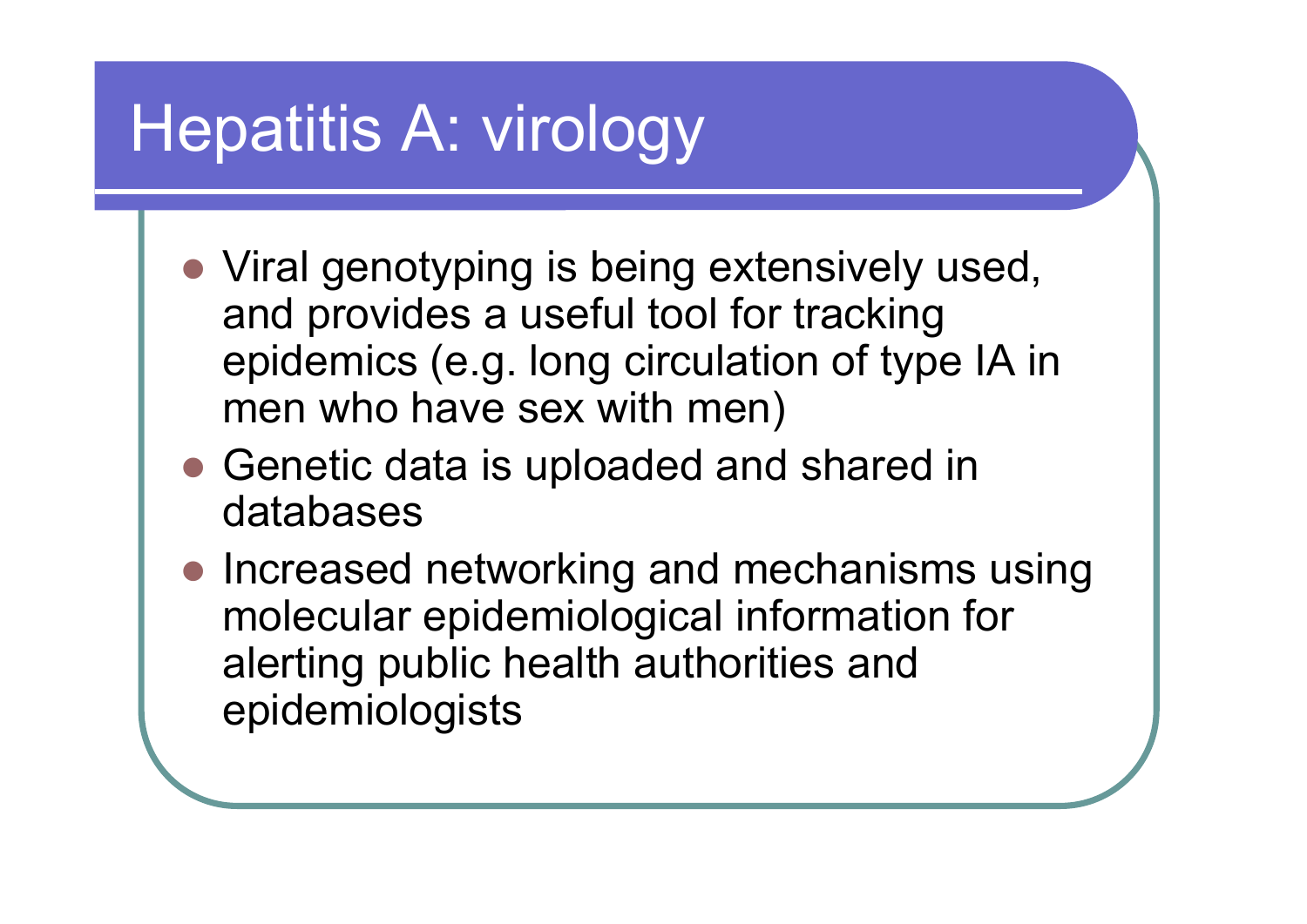# Hepatitis A: virology

- Viral genotyping is being extensively used, and provides a useful tool for tracking epidemics (e.g. long circulation of type IA in men who have sex with men)
- Genetic data is uploaded and shared in databases
- Increased networking and mechanisms using molecular epidemiological information for alerting public health authorities and epidemiologists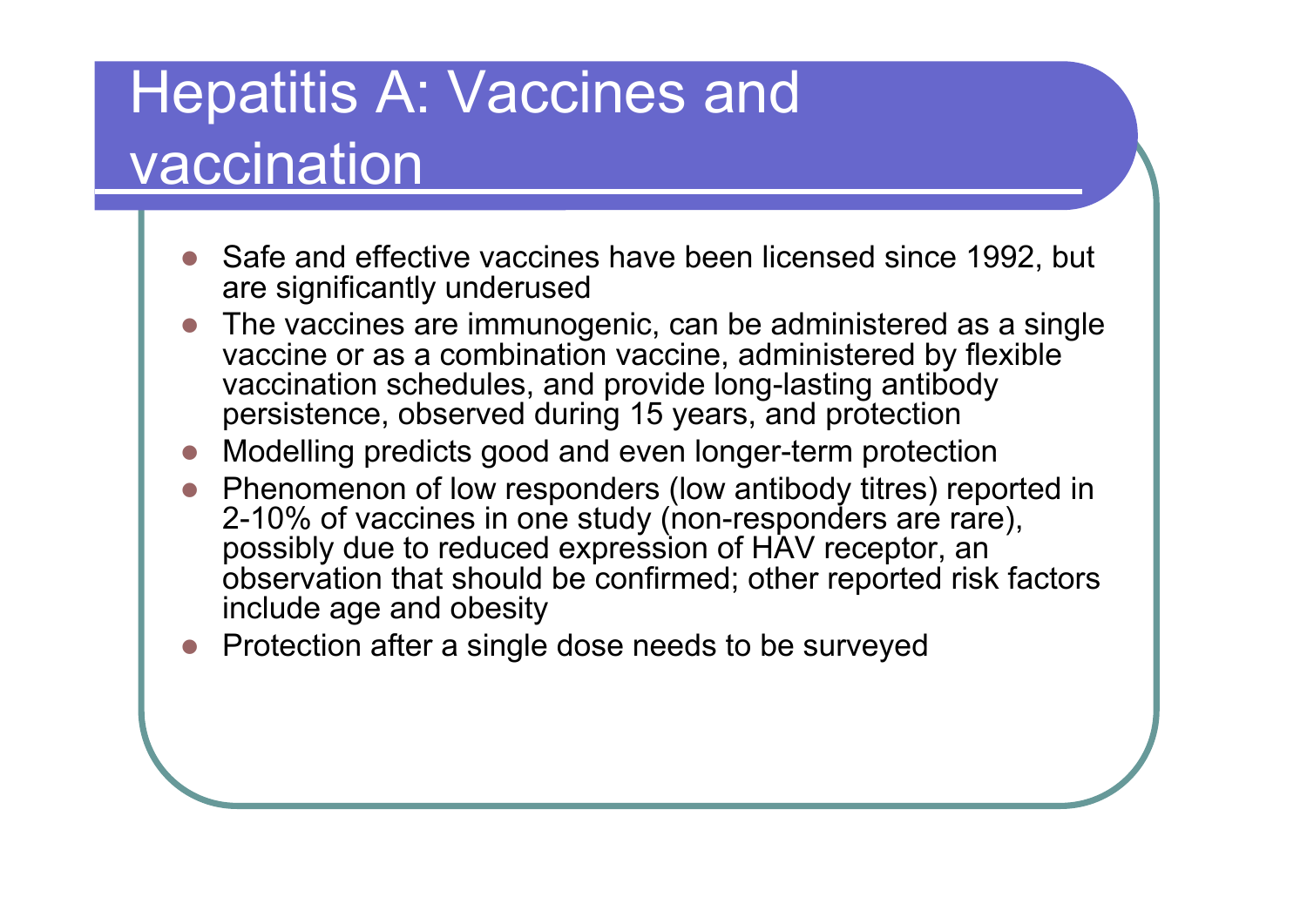# Hepatitis A: Vaccines and vaccination

- Safe and effective vaccines have been licensed since 1992, but are significantly underused
- The vaccines are immunogenic, can be administered as a single vaccine or as a combination vaccine, administered by flexible vaccination schedules, and provide long-lasting antibody persistence, observed during 15 years, and protection
- Modelling predicts good and even longer-term protection
- Phenomenon of low responders (low antibody titres) reported in 2-10% of vaccines in one study (non-responders are rare), possibly due to reduced expression of HAV receptor, an observation that should be confirmed; other reported risk factors include age and obesity
- Protection after a single dose needs to be surveyed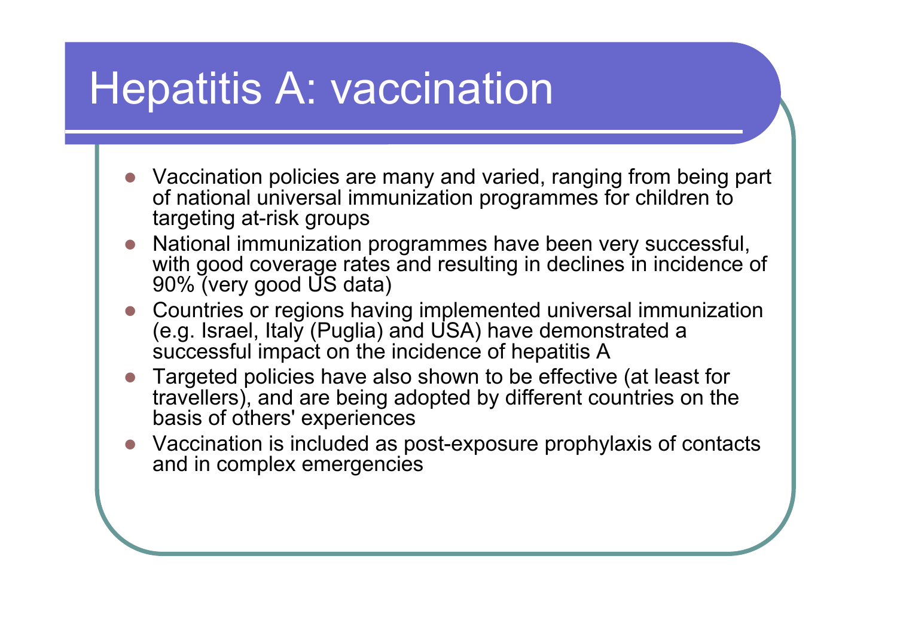# Hepatitis A: vaccination

- Vaccination policies are many and varied, ranging from being part of national universal immunization programmes for children to targeting at-risk groups
- National immunization programmes have been very successful, with good coverage rates and resulting in declines in incidence of 90% (very good US data)
- Countries or regions having implemented universal immunization (e.g. Israel, Italy (Puglia) and USA) have demonstrated a successful impact on the incidence of hepatitis A
- Targeted policies have also shown to be effective (at least for travellers), and are being adopted by different countries on the basis of others' experiences
- Vaccination is included as post-exposure prophylaxis of contacts and in complex emergencies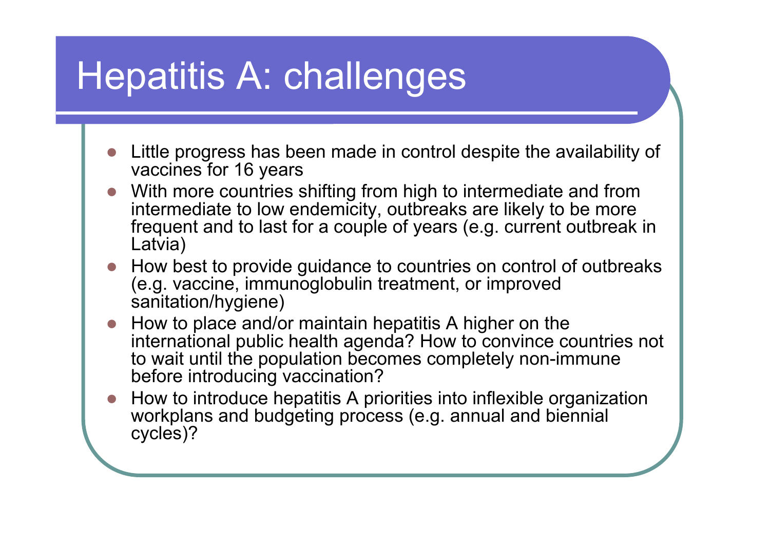# Hepatitis A: challenges

- Little progress has been made in control despite the availability of vaccines for 16 years
- With more countries shifting from high to intermediate and from intermediate to low endemicity, outbreaks are likely to be more frequent and to last for a couple of years (e.g. current outbreak in Latvia)
- How best to provide guidance to countries on control of outbreaks (e.g. vaccine, immunoglobulin treatment, or improved sanitation/hygiene)
- How to place and/or maintain hepatitis A higher on the international public health agenda? How to convince countries not to wait until the population becomes completely non-immune before introducing vaccination?
- How to introduce hepatitis A priorities into inflexible organization workplans and budgeting process (e.g. annual and biennial cycles)?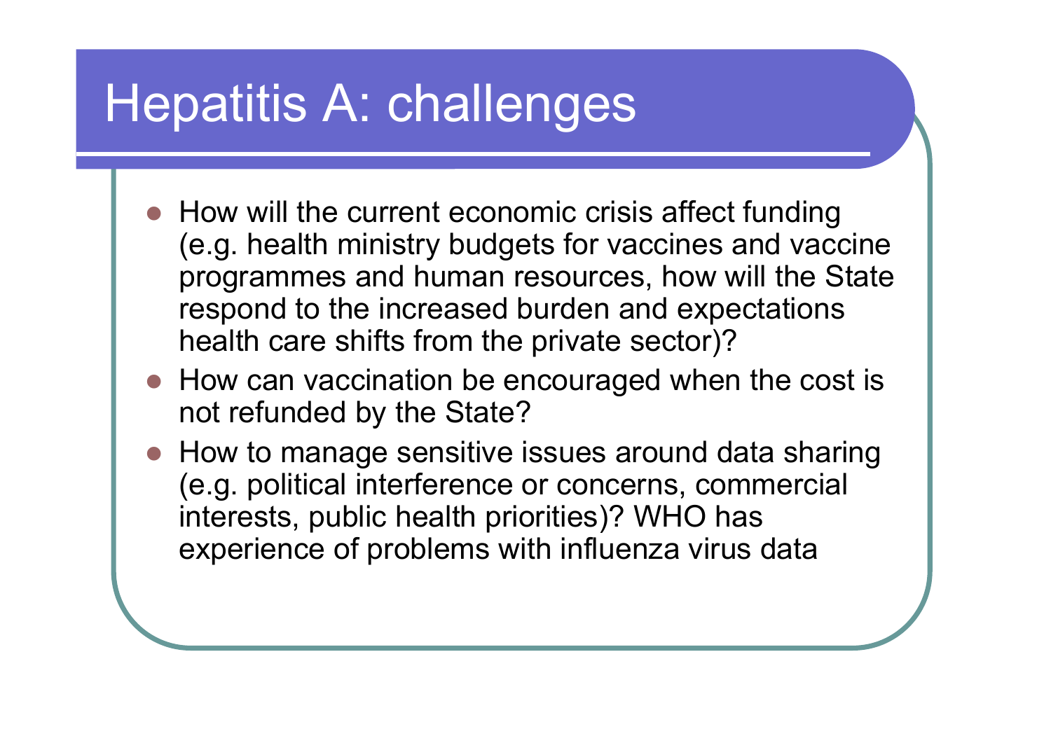# Hepatitis A: challenges

- How will the current economic crisis affect funding (e.g. health ministry budgets for vaccines and vaccine programmes and human resources, how will the State respond to the increased burden and expectations health care shifts from the private sector)?
- How can vaccination be encouraged when the cost is not refunded by the State?
- How to manage sensitive issues around data sharing (e.g. political interference or concerns, commercial interests, public health priorities)? WHO has experience of problems with influenza virus data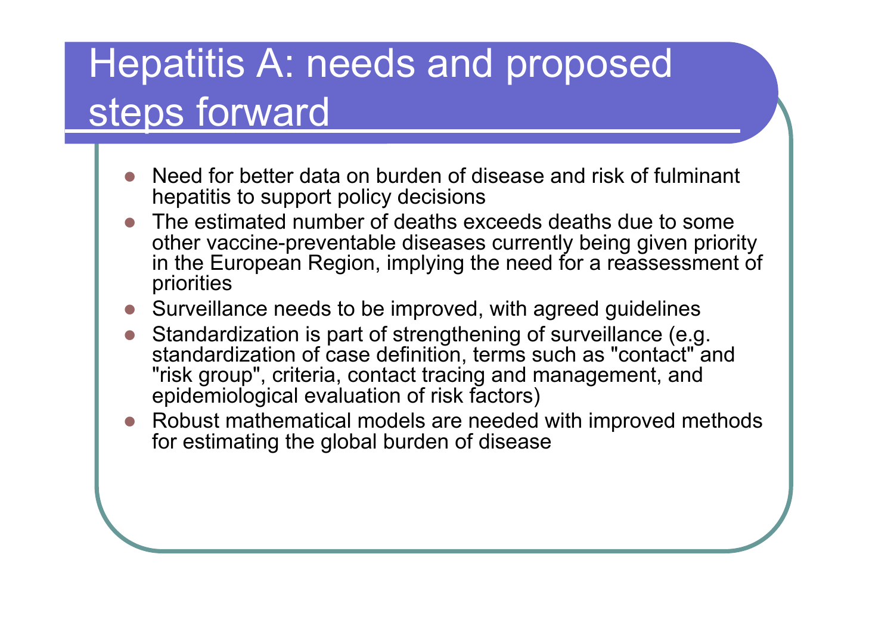# Hepatitis A: needs and proposed steps forward

- Need for better data on burden of disease and risk of fulminant hepatitis to support policy decisions
- The estimated number of deaths exceeds deaths due to some other vaccine-preventable diseases currently being given priority in the European Region, implying the need for a reassessment of priorities
- Surveillance needs to be improved, with agreed guidelines
- Standardization is part of strengthening of surveillance (e.g. standardization of case definition, terms such as "contact" and "risk group", criteria, contact tracing and management, and epidemiological evaluation of risk factors)
- Robust mathematical models are needed with improved methods for estimating the global burden of disease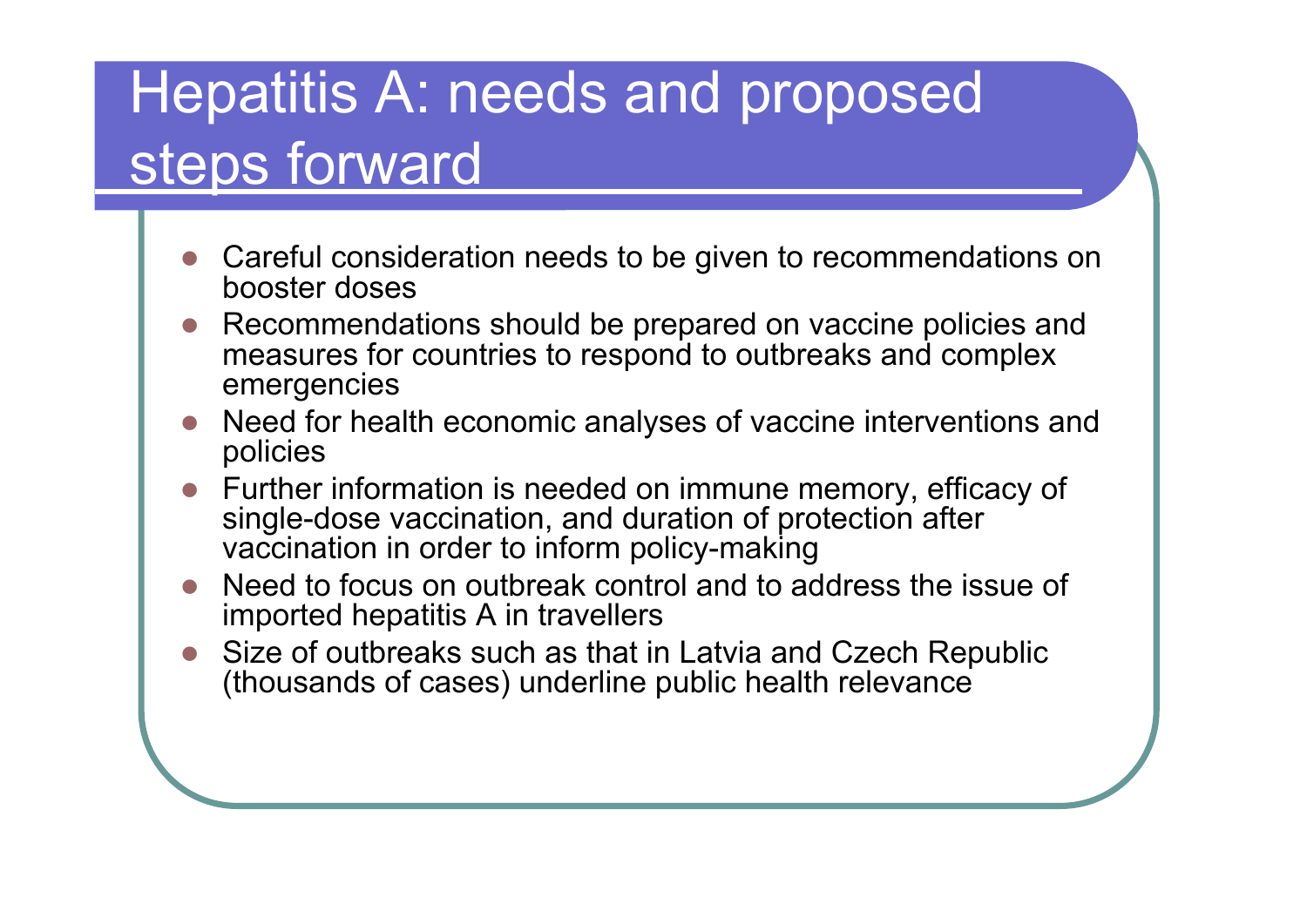# Hepatitis A: needs and proposed steps forward

- Careful consideration needs to be given to recommendations on booster doses
- Recommendations should be prepared on vaccine policies and measures for countries to respond to outbreaks and complex emergencies
- Need for health economic analyses of vaccine interventions and policies
- Further information is needed on immune memory, efficacy of single-dose vaccination, and duration of protection after vaccination in order to inform policy-making
- Need to focus on outbreak control and to address the issue of imported hepatitis A in travellers
- Size of outbreaks such as that in Latvia and Czech Republic (thousands of cases) underline public health relevance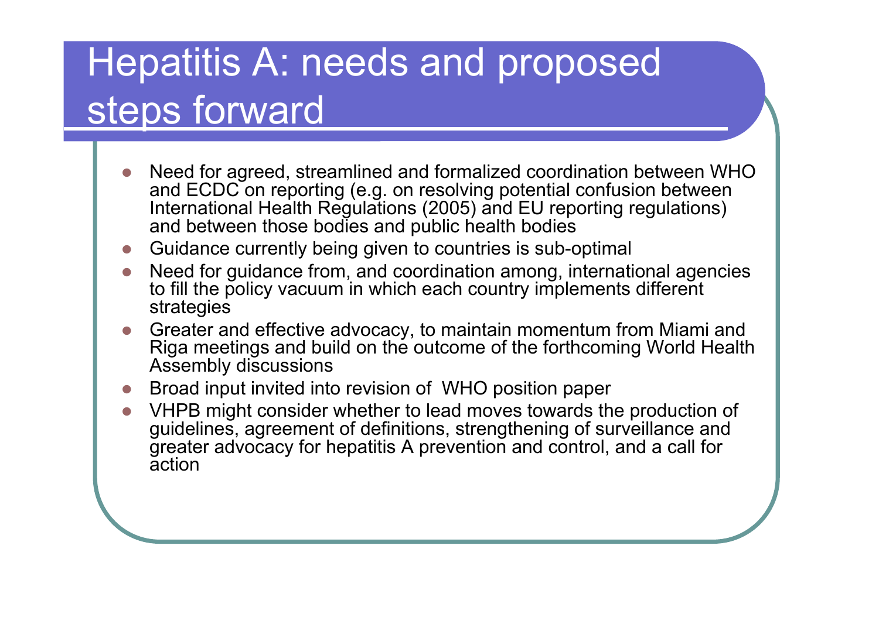# Hepatitis A: needs and proposed steps forward

- Need for agreed, streamlined and formalized coordination between WHO and ECDC on reporting (e.g. on resolving potential confusion between International Health Regulations (2005) and EU reporting regulations) and between those bodies and public health bodies
- Guidance currently being given to countries is sub-optimal
- Need for guidance from, and coordination among, international agencies to fill the policy vacuum in which each country implements different strategies
- Greater and effective advocacy, to maintain momentum from Miami and Riga meetings and build on the outcome of the forthcoming World Health Assembly discussions
- Broad input invited into revision of WHO position paper
- VHPB might consider whether to lead moves towards the production of guidelines, agreement of definitions, strengthening of surveillance and greater advocacy for hepatitis A prevention and control, and a call for action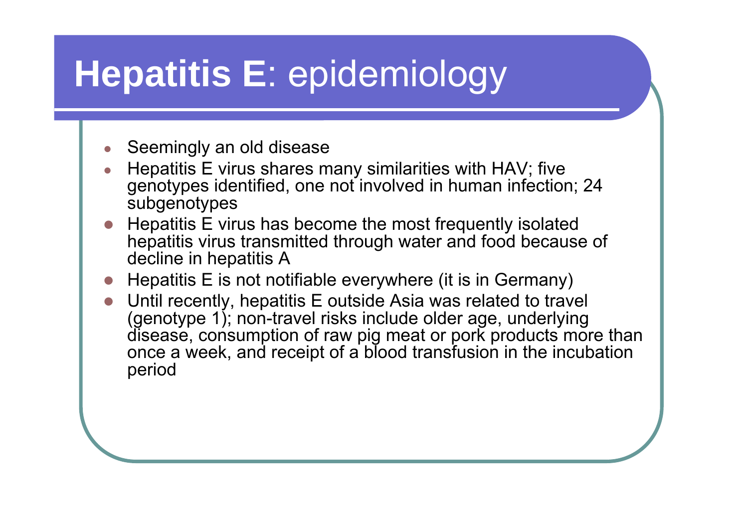# **Hepatitis E**: epidemiology

- Seemingly an old disease
- Hepatitis E virus shares many similarities with HAV; five genotypes identified, one not involved in human infection; 24 subgenotypes
- Hepatitis E virus has become the most frequently isolated hepatitis virus transmitted through water and food because of decline in hepatitis A
- Hepatitis E is not notifiable everywhere (it is in Germany)
- Until recently, hepatitis E outside Asia was related to travel (genotype 1); non-travel risks include older age, underlying disease, consumption of raw pig meat or pork products more than once a week, and receipt of a blood transfusion in the incubation period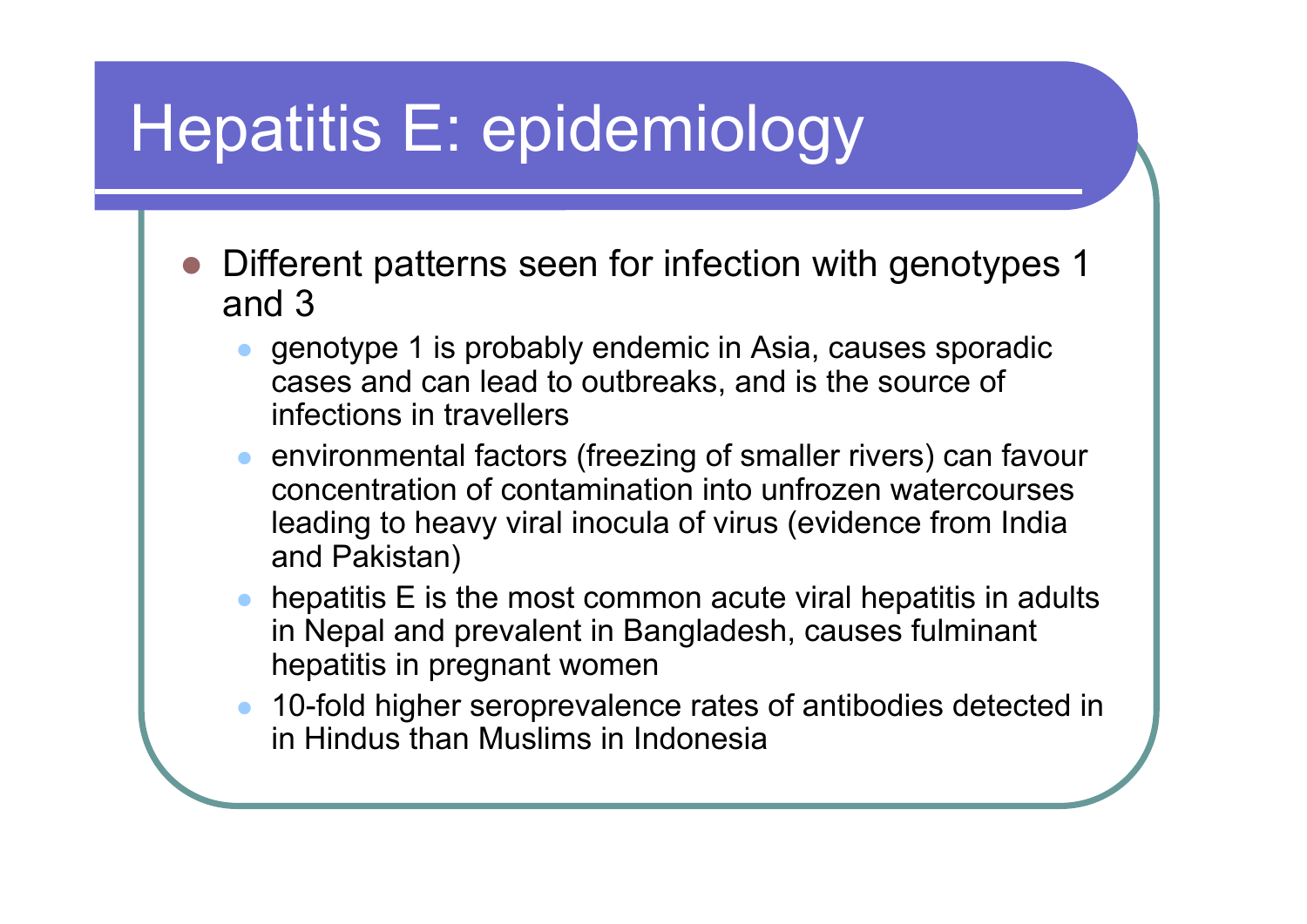# Hepatitis E: epidemiology

- Different patterns seen for infection with genotypes 1 and 3
  - genotype 1 is probably endemic in Asia, causes sporadic cases and can lead to outbreaks, and is the source of infections in travellers
  - environmental factors (freezing of smaller rivers) can favour concentration of contamination into unfrozen watercourses leading to heavy viral inocula of virus (evidence from India and Pakistan)
  - hepatitis E is the most common acute viral hepatitis in adults in Nepal and prevalent in Bangladesh, causes fulminant hepatitis in pregnant women
  - 10-fold higher seroprevalence rates of antibodies detected in in Hindus than Muslims in Indonesia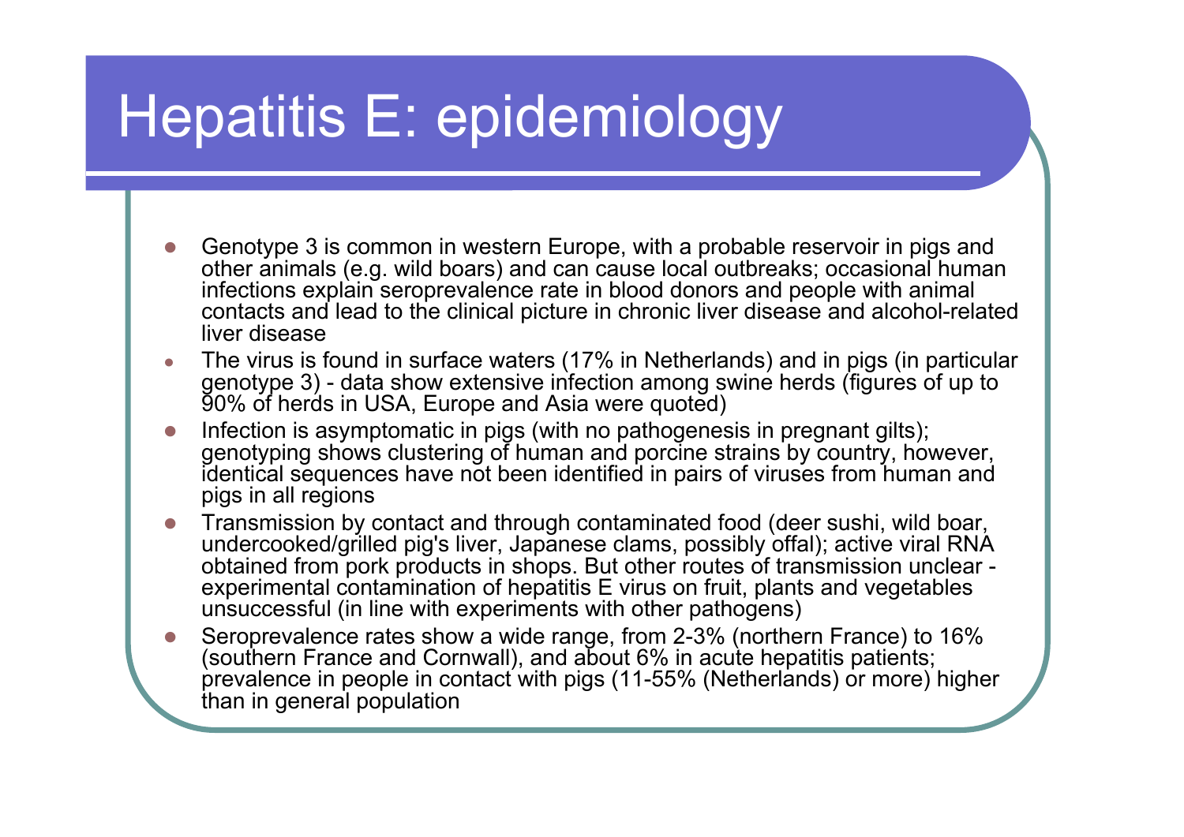# Hepatitis E: epidemiology

- Genotype 3 is common in western Europe, with a probable reservoir in pigs and other animals (e.g. wild boars) and can cause local outbreaks; occasional human infections explain seroprevalence rate in blood donors and people with animal contacts and lead to the clinical picture in chronic liver disease and alcohol-related liver disease
- The virus is found in surface waters (17% in Netherlands) and in pigs (in particular genotype 3) - data show extensive infection among swine herds (figures of up to 90% of herds in USA, Europe and Asia were quoted)
- Infection is asymptomatic in pigs (with no pathogenesis in pregnant gilts); genotyping shows clustering of human and porcine strains by country, however, identical sequences have not been identified in pairs of viruses from human and pigs in all regions
- Transmission by contact and through contaminated food (deer sushi, wild boar, undercooked/grilled pig's liver, Japanese clams, possibly offal); active viral RNA obtained from pork products in shops. But other routes of transmission unclear - experimental contamination of hepatitis E virus on fruit, plants and vegetables unsuccessful (in line with experiments with other pathogens)
- Seroprevalence rates show a wide range, from 2-3% (northern France) to 16% (southern France and Cornwall), and about 6% in acute hepatitis patients; prevalence in people in contact with pigs (11-55% (Netherlands) or more) higher than in general population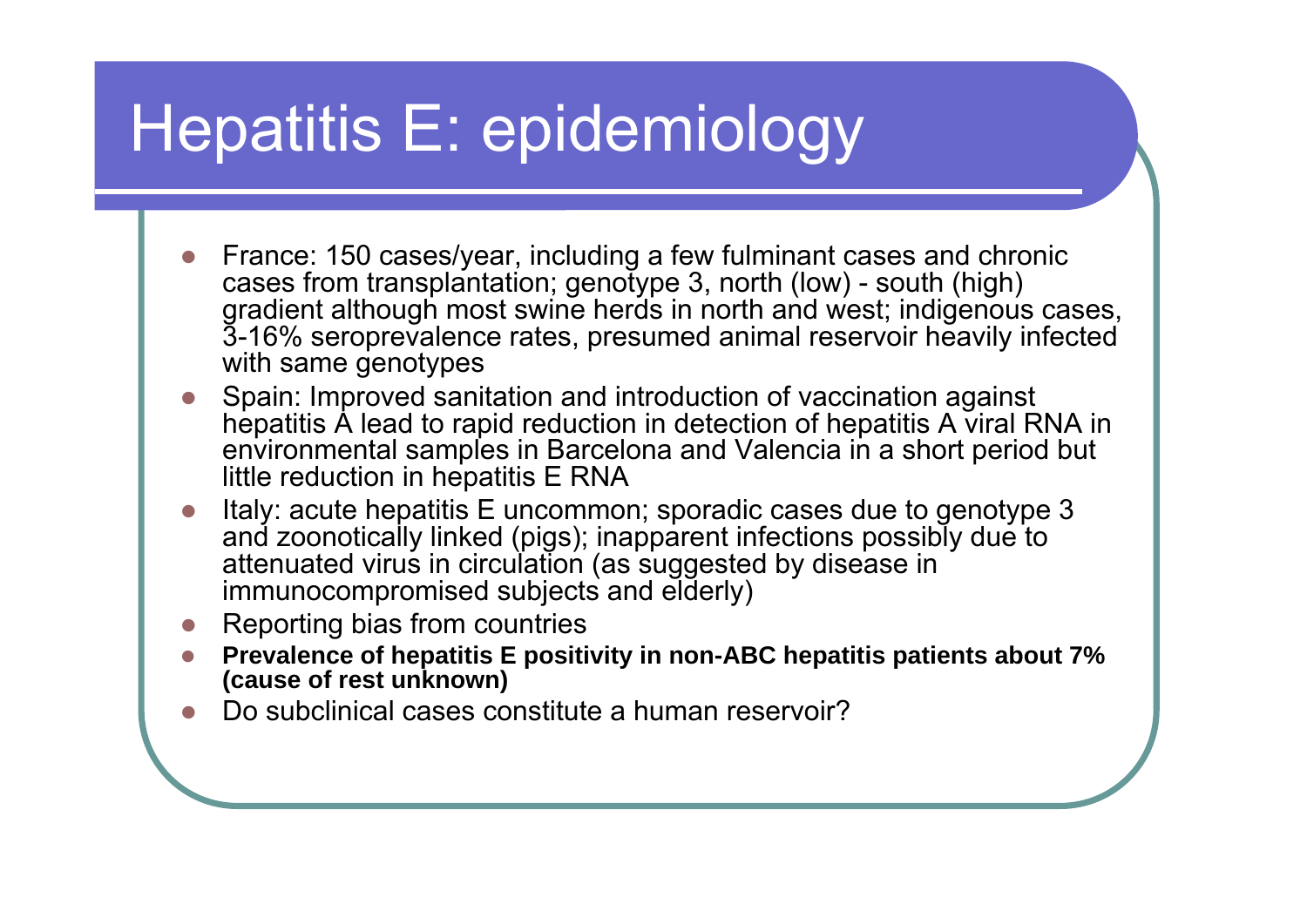# Hepatitis E: epidemiology

- France: 150 cases/year, including a few fulminant cases and chronic cases from transplantation; genotype 3, north (low) - south (high) gradient although most swine herds in north and west; indigenous cases, 3-16% seroprevalence rates, presumed animal reservoir heavily infected with same genotypes
- Spain: Improved sanitation and introduction of vaccination against hepatitis A lead to rapid reduction in detection of hepatitis A viral RNA in environmental samples in Barcelona and Valencia in a short period but little reduction in hepatitis E RNA
- Italy: acute hepatitis E uncommon; sporadic cases due to genotype 3 and zoonotically linked (pigs); inapparent infections possibly due to attenuated virus in circulation (as suggested by disease in immunocompromised subjects and elderly)
- Reporting bias from countries
- **Prevalence of hepatitis E positivity in non-ABC hepatitis patients about 7% (cause of rest unknown)**
- Do subclinical cases constitute a human reservoir?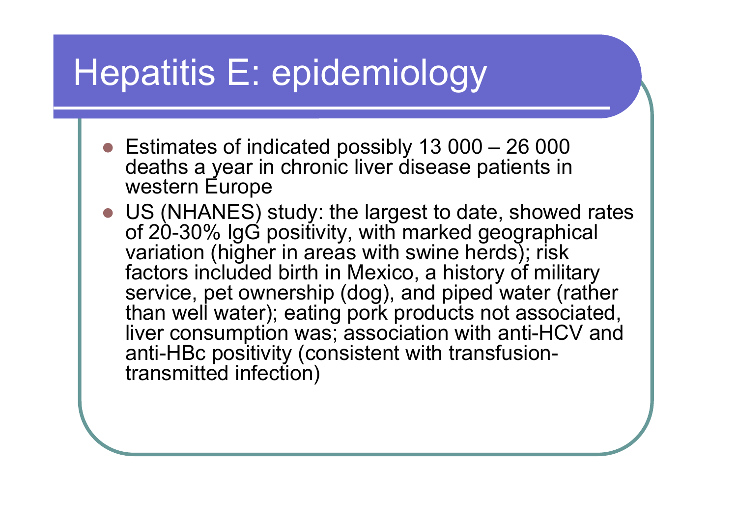# Hepatitis E: epidemiology

- Estimates of indicated possibly 13 000 – 26 000 deaths a year in chronic liver disease patients in western Europe
- US (NHANES) study: the largest to date, showed rates of 20-30% IgG positivity, with marked geographical variation (higher in areas with swine herds); risk factors included birth in Mexico, a history of military service, pet ownership (dog), and piped water (rather than well water); eating pork products not associated, liver consumption was; association with anti-HCV and anti-HBc positivity (consistent with transfusion-transmitted infection)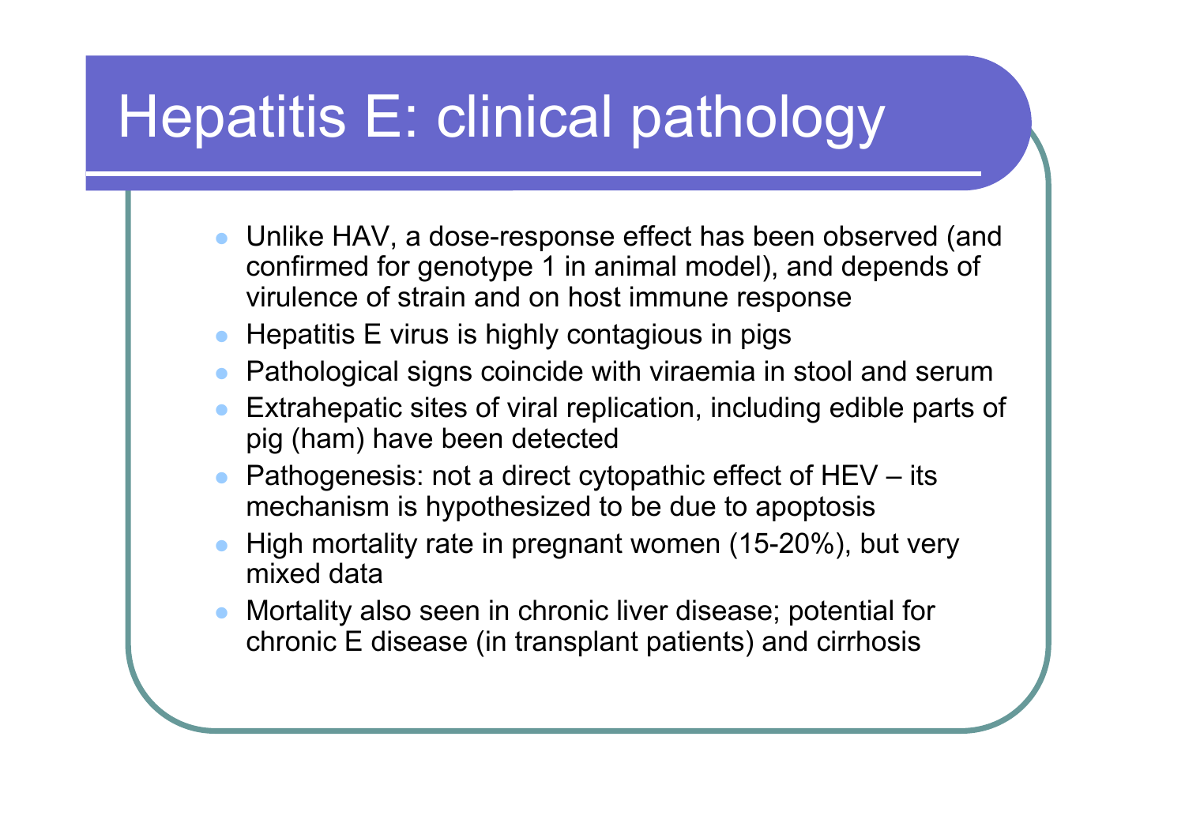# Hepatitis E: clinical pathology

- Unlike HAV, a dose-response effect has been observed (and confirmed for genotype 1 in animal model), and depends of virulence of strain and on host immune response
- Hepatitis E virus is highly contagious in pigs
- Pathological signs coincide with viraemia in stool and serum
- Extrahepatic sites of viral replication, including edible parts of pig (ham) have been detected
- Pathogenesis: not a direct cytopathic effect of HEV – its mechanism is hypothesized to be due to apoptosis
- High mortality rate in pregnant women (15-20%), but very mixed data
- Mortality also seen in chronic liver disease; potential for chronic E disease (in transplant patients) and cirrhosis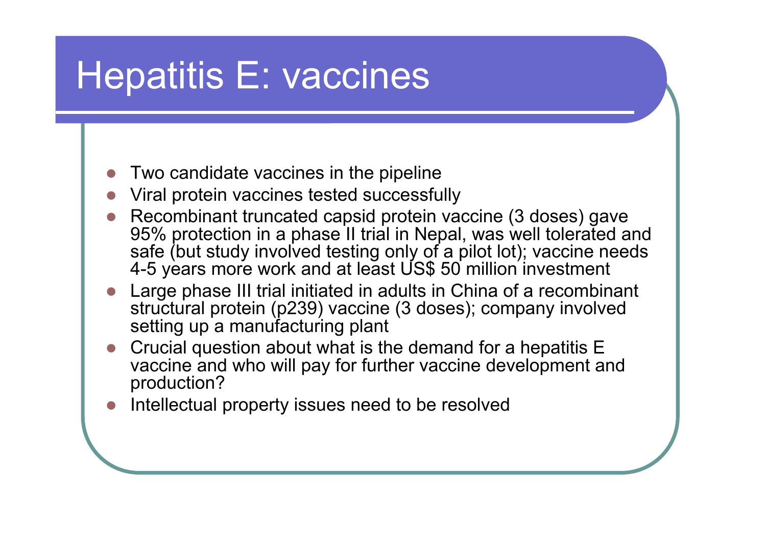# Hepatitis E: vaccines

- Two candidate vaccines in the pipeline
- Viral protein vaccines tested successfully
- Recombinant truncated capsid protein vaccine (3 doses) gave 95% protection in a phase II trial in Nepal, was well tolerated and safe (but study involved testing only of a pilot lot); vaccine needs 4-5 years more work and at least US$ 50 million investment
- Large phase III trial initiated in adults in China of a recombinant structural protein (p239) vaccine (3 doses); company involved setting up a manufacturing plant
- Crucial question about what is the demand for a hepatitis E vaccine and who will pay for further vaccine development and production?
- Intellectual property issues need to be resolved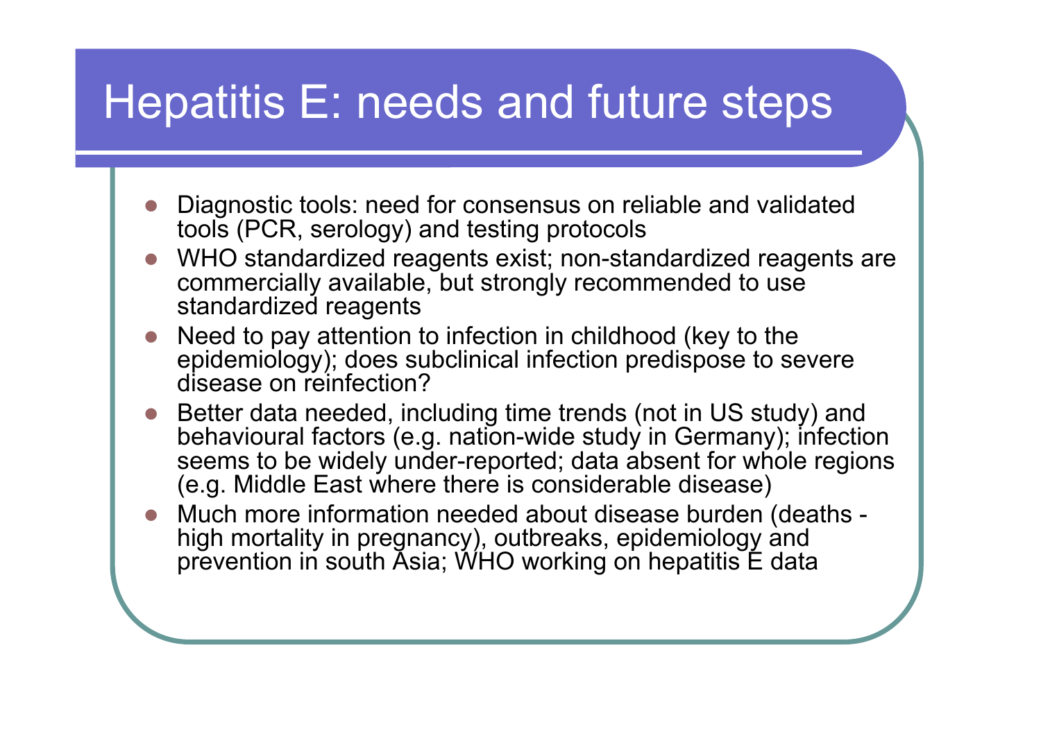# Hepatitis E: needs and future steps

- Diagnostic tools: need for consensus on reliable and validated tools (PCR, serology) and testing protocols
- WHO standardized reagents exist; non-standardized reagents are commercially available, but strongly recommended to use standardized reagents
- Need to pay attention to infection in childhood (key to the epidemiology); does subclinical infection predispose to severe disease on reinfection?
- Better data needed, including time trends (not in US study) and behavioural factors (e.g. nation-wide study in Germany); infection seems to be widely under-reported; data absent for whole regions (e.g. Middle East where there is considerable disease)
- Much more information needed about disease burden (deaths - high mortality in pregnancy), outbreaks, epidemiology and prevention in south Asia; WHO working on hepatitis E data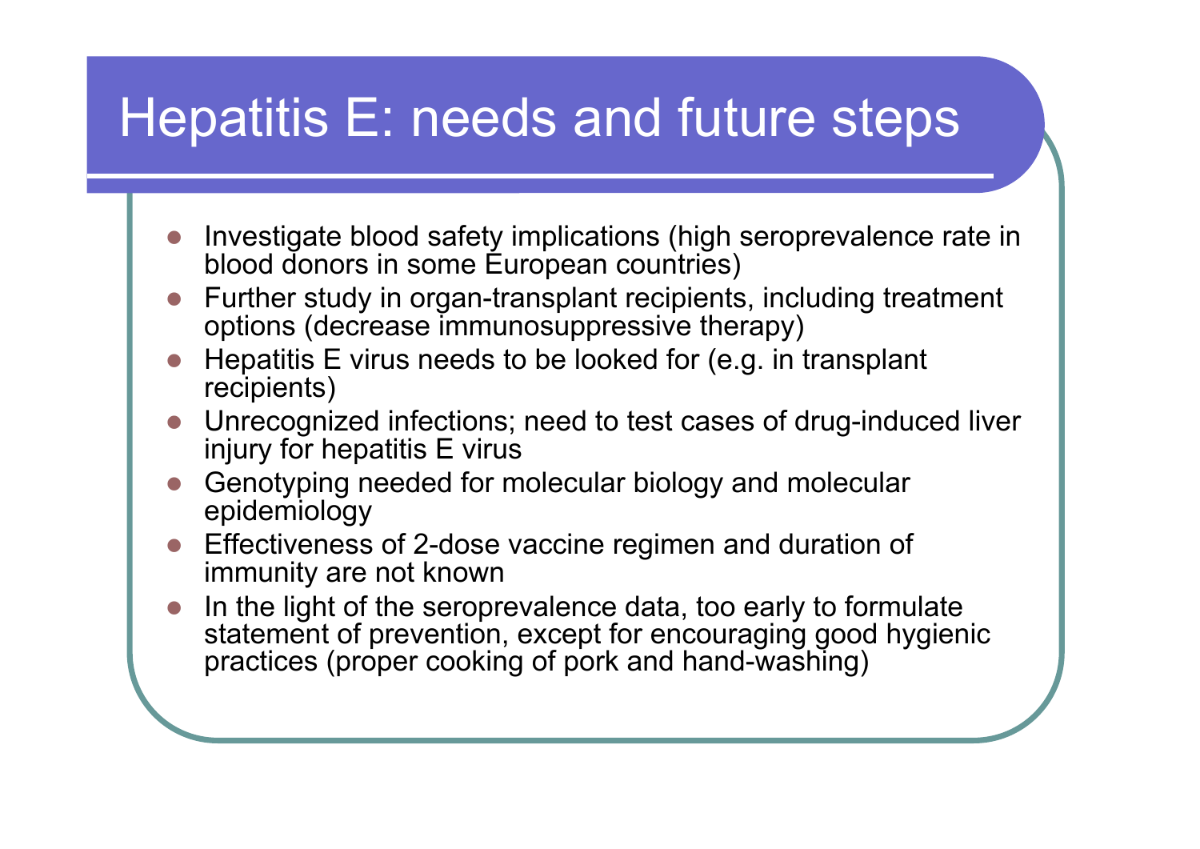# Hepatitis E: needs and future steps

- Investigate blood safety implications (high seroprevalence rate in blood donors in some European countries)
- Further study in organ-transplant recipients, including treatment options (decrease immunosuppressive therapy)
- Hepatitis E virus needs to be looked for (e.g. in transplant recipients)
- Unrecognized infections; need to test cases of drug-induced liver injury for hepatitis E virus
- Genotyping needed for molecular biology and molecular epidemiology
- Effectiveness of 2-dose vaccine regimen and duration of immunity are not known
- In the light of the seroprevalence data, too early to formulate statement of prevention, except for encouraging good hygienic practices (proper cooking of pork and hand-washing)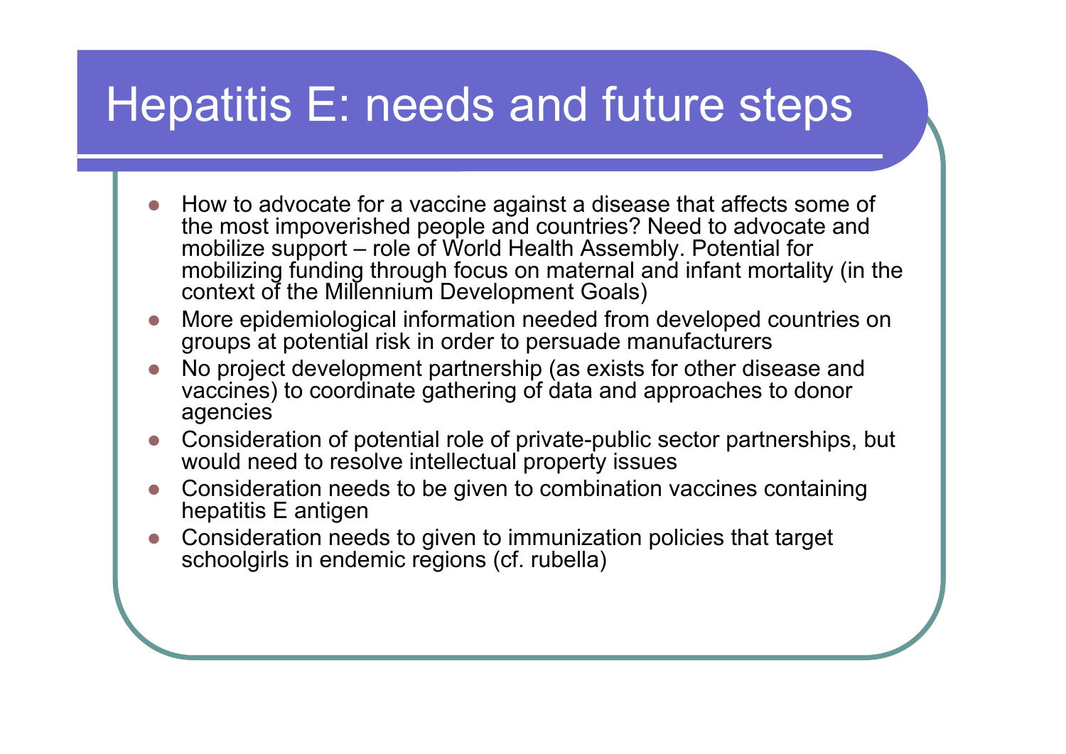# Hepatitis E: needs and future steps

- How to advocate for a vaccine against a disease that affects some of the most impoverished people and countries? Need to advocate and mobilize support – role of World Health Assembly. Potential for mobilizing funding through focus on maternal and infant mortality (in the context of the Millennium Development Goals)
- More epidemiological information needed from developed countries on groups at potential risk in order to persuade manufacturers
- No project development partnership (as exists for other disease and vaccines) to coordinate gathering of data and approaches to donor agencies
- Consideration of potential role of private-public sector partnerships, but would need to resolve intellectual property issues
- Consideration needs to be given to combination vaccines containing hepatitis E antigen
- Consideration needs to given to immunization policies that target schoolgirls in endemic regions (cf. rubella)